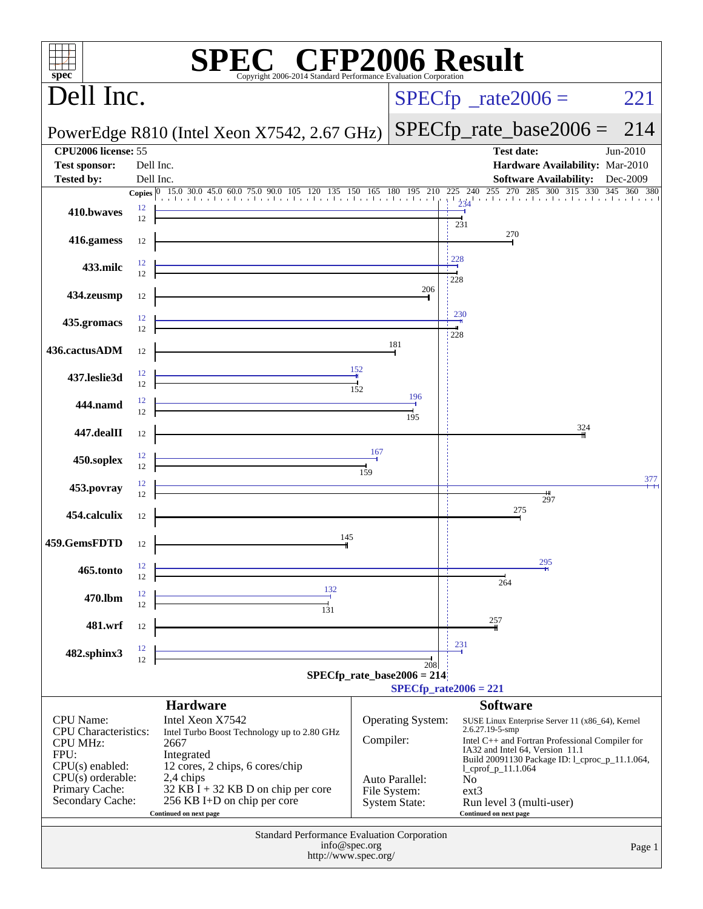# SPEC CFP2006 Result

Copyright 2006-2014 Standard Performance Evaluation Corporation

## Dell Inc.

PowerEdge R810 (Intel Xeon X7542, 2.67 GHz)

SPECfp_rate2006 = 221

SPECfp_rate_base2006 = 214

| | | | |
|---|---|---|---|
| **CPU2006 license:** | 55 | **Test date:** | Jun-2010 |
| **Test sponsor:** | Dell Inc. | **Hardware Availability:** | Mar-2010 |
| **Tested by:** | Dell Inc. | **Software Availability:** | Dec-2009 |

| Benchmark | Copies | Peak | Base |
|---|---|---|---|
| 410.bwaves | 12 / 12 | 234 | 231 |
| 416.gamess | 12 | | 270 |
| 433.milc | 12 / 12 | 228 | 228 |
| 434.zeusmp | 12 | | 206 |
| 435.gromacs | 12 / 12 | 230 | 228 |
| 436.cactusADM | 12 | | 181 |
| 437.leslie3d | 12 / 12 | 152 | 152 |
| 444.namd | 12 / 12 | 196 | 195 |
| 447.dealII | 12 | | 324 |
| 450.soplex | 12 / 12 | 167 | 159 |
| 453.povray | 12 / 12 | 377 | 297 |
| 454.calculix | 12 | | 275 |
| 459.GemsFDTD | 12 | | 145 |
| 465.tonto | 12 / 12 | 295 | 264 |
| 470.lbm | 12 / 12 | 132 | 131 |
| 481.wrf | 12 | | 257 |
| 482.sphinx3 | 12 / 12 | 231 | 208 |

SPECfp_rate_base2006 = 214

SPECfp_rate2006 = 221

## Hardware

| | |
|---|---|
| CPU Name: | Intel Xeon X7542 |
| CPU Characteristics: | Intel Turbo Boost Technology up to 2.80 GHz |
| CPU MHz: | 2667 |
| FPU: | Integrated |
| CPU(s) enabled: | 12 cores, 2 chips, 6 cores/chip |
| CPU(s) orderable: | 2,4 chips |
| Primary Cache: | 32 KB I + 32 KB D on chip per core |
| Secondary Cache: | 256 KB I+D on chip per core |

Continued on next page

## Software

| | |
|---|---|
| Operating System: | SUSE Linux Enterprise Server 11 (x86_64), Kernel 2.6.27.19-5-smp |
| Compiler: | Intel C++ and Fortran Professional Compiler for IA32 and Intel 64, Version 11.1 Build 20091130 Package ID: l_cproc_p_11.1.064, l_cprof_p_11.1.064 |
| Auto Parallel: | No |
| File System: | ext3 |
| System State: | Run level 3 (multi-user) |

Continued on next page

Standard Performance Evaluation Corporation
info@spec.org
http://www.spec.org/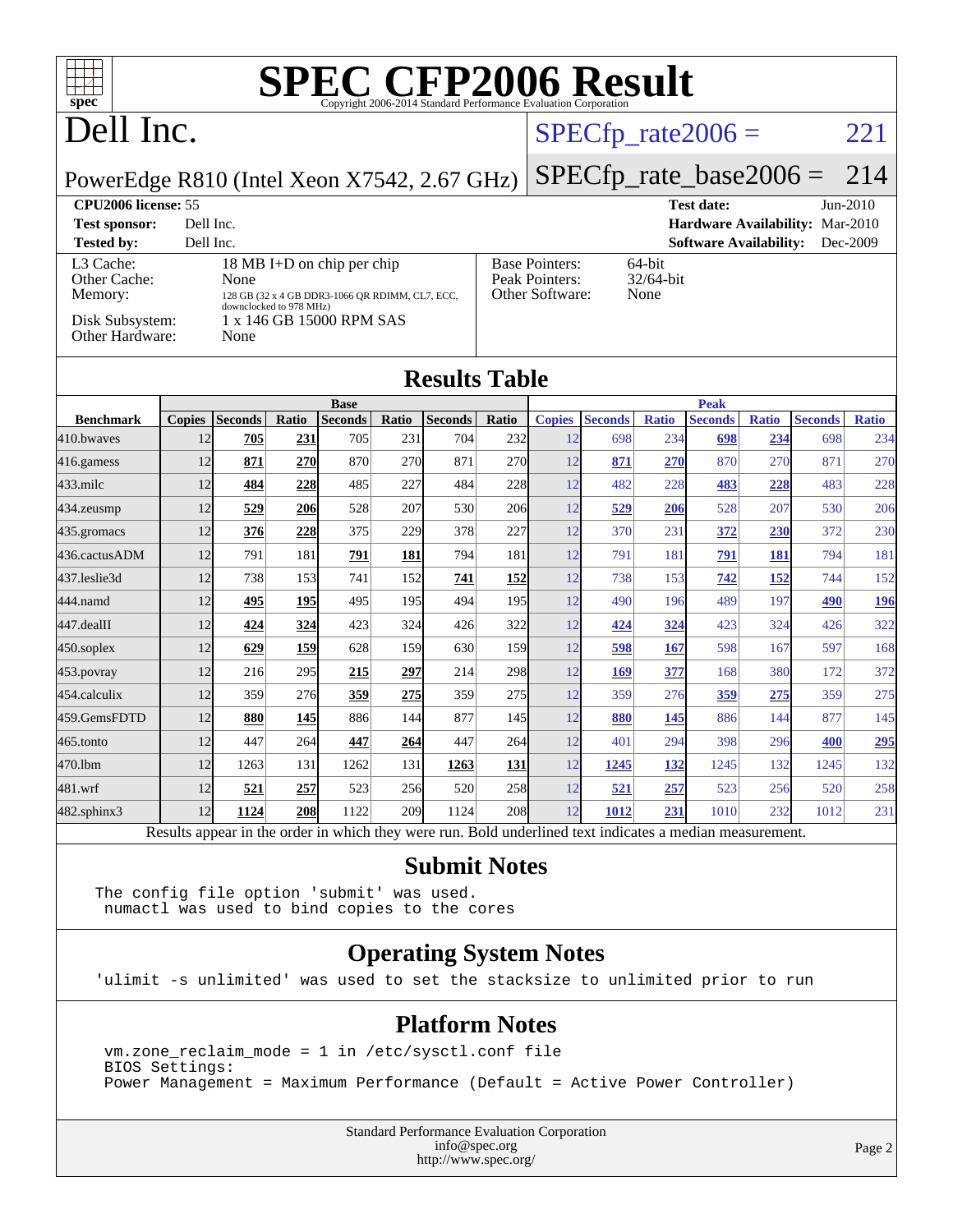# SPEC CFP2006 Result

Copyright 2006-2014 Standard Performance Evaluation Corporation

## Dell Inc.

PowerEdge R810 (Intel Xeon X7542, 2.67 GHz)

SPECfp_rate2006 = 221

SPECfp_rate_base2006 = 214

**CPU2006 license:** 55
**Test sponsor:** Dell Inc.
**Tested by:** Dell Inc.

**Test date:** Jun-2010
**Hardware Availability:** Mar-2010
**Software Availability:** Dec-2009

| | |
|---|---|
| L3 Cache: | 18 MB I+D on chip per chip |
| Other Cache: | None |
| Memory: | 128 GB (32 x 4 GB DDR3-1066 QR RDIMM, CL7, ECC, downclocked to 978 MHz) |
| Disk Subsystem: | 1 x 146 GB 15000 RPM SAS |
| Other Hardware: | None |

| | |
|---|---|
| Base Pointers: | 64-bit |
| Peak Pointers: | 32/64-bit |
| Other Software: | None |

## Results Table

| Benchmark | Base | | | | | | | Peak | | | | | | |
|---|---|---|---|---|---|---|---|---|---|---|---|---|---|---|
| | Copies | Seconds | Ratio | Seconds | Ratio | Seconds | Ratio | Copies | Seconds | Ratio | Seconds | Ratio | Seconds | Ratio |
| 410.bwaves | 12 | **705** | **231** | 705 | 231 | 704 | 232 | 12 | 698 | 234 | **698** | **234** | 698 | 234 |
| 416.gamess | 12 | **871** | **270** | 870 | 270 | 871 | 270 | 12 | **871** | **270** | 870 | 270 | 871 | 270 |
| 433.milc | 12 | **484** | **228** | 485 | 227 | 484 | 228 | 12 | 482 | 228 | **483** | **228** | 483 | 228 |
| 434.zeusmp | 12 | **529** | **206** | 528 | 207 | 530 | 206 | 12 | **529** | **206** | 528 | 207 | 530 | 206 |
| 435.gromacs | 12 | **376** | **228** | 375 | 229 | 378 | 227 | 12 | 370 | 231 | **372** | **230** | 372 | 230 |
| 436.cactusADM | 12 | 791 | 181 | **791** | **181** | 794 | 181 | 12 | 791 | 181 | **791** | **181** | 794 | 181 |
| 437.leslie3d | 12 | 738 | 153 | 741 | 152 | **741** | **152** | 12 | 738 | 153 | **742** | **152** | 744 | 152 |
| 444.namd | 12 | **495** | **195** | 495 | 195 | 494 | 195 | 12 | 490 | 196 | 489 | 197 | **490** | **196** |
| 447.dealII | 12 | **424** | **324** | 423 | 324 | 426 | 322 | 12 | **424** | **324** | 423 | 324 | 426 | 322 |
| 450.soplex | 12 | **629** | **159** | 628 | 159 | 630 | 159 | 12 | **598** | **167** | 598 | 167 | 597 | 168 |
| 453.povray | 12 | 216 | 295 | **215** | **297** | 214 | 298 | 12 | **169** | **377** | 168 | 380 | 172 | 372 |
| 454.calculix | 12 | 359 | 276 | **359** | **275** | 359 | 275 | 12 | 359 | 276 | **359** | **275** | 359 | 275 |
| 459.GemsFDTD | 12 | **880** | **145** | 886 | 144 | 877 | 145 | 12 | **880** | **145** | 886 | 144 | 877 | 145 |
| 465.tonto | 12 | 447 | 264 | **447** | **264** | 447 | 264 | 12 | 401 | 294 | 398 | 296 | **400** | **295** |
| 470.lbm | 12 | 1263 | 131 | 1262 | 131 | **1263** | **131** | 12 | **1245** | **132** | 1245 | 132 | 1245 | 132 |
| 481.wrf | 12 | **521** | **257** | 523 | 256 | 520 | 258 | 12 | **521** | **257** | 523 | 256 | 520 | 258 |
| 482.sphinx3 | 12 | **1124** | **208** | 1122 | 209 | 1124 | 208 | 12 | **1012** | **231** | 1010 | 232 | 1012 | 231 |

Results appear in the order in which they were run. Bold underlined text indicates a median measurement.

## Submit Notes

```
The config file option 'submit' was used.
 numactl was used to bind copies to the cores
```

## Operating System Notes

```
'ulimit -s unlimited' was used to set the stacksize to unlimited prior to run
```

## Platform Notes

```
vm.zone_reclaim_mode = 1 in /etc/sysctl.conf file
BIOS Settings:
Power Management = Maximum Performance (Default = Active Power Controller)
```

Standard Performance Evaluation Corporation
info@spec.org
http://www.spec.org/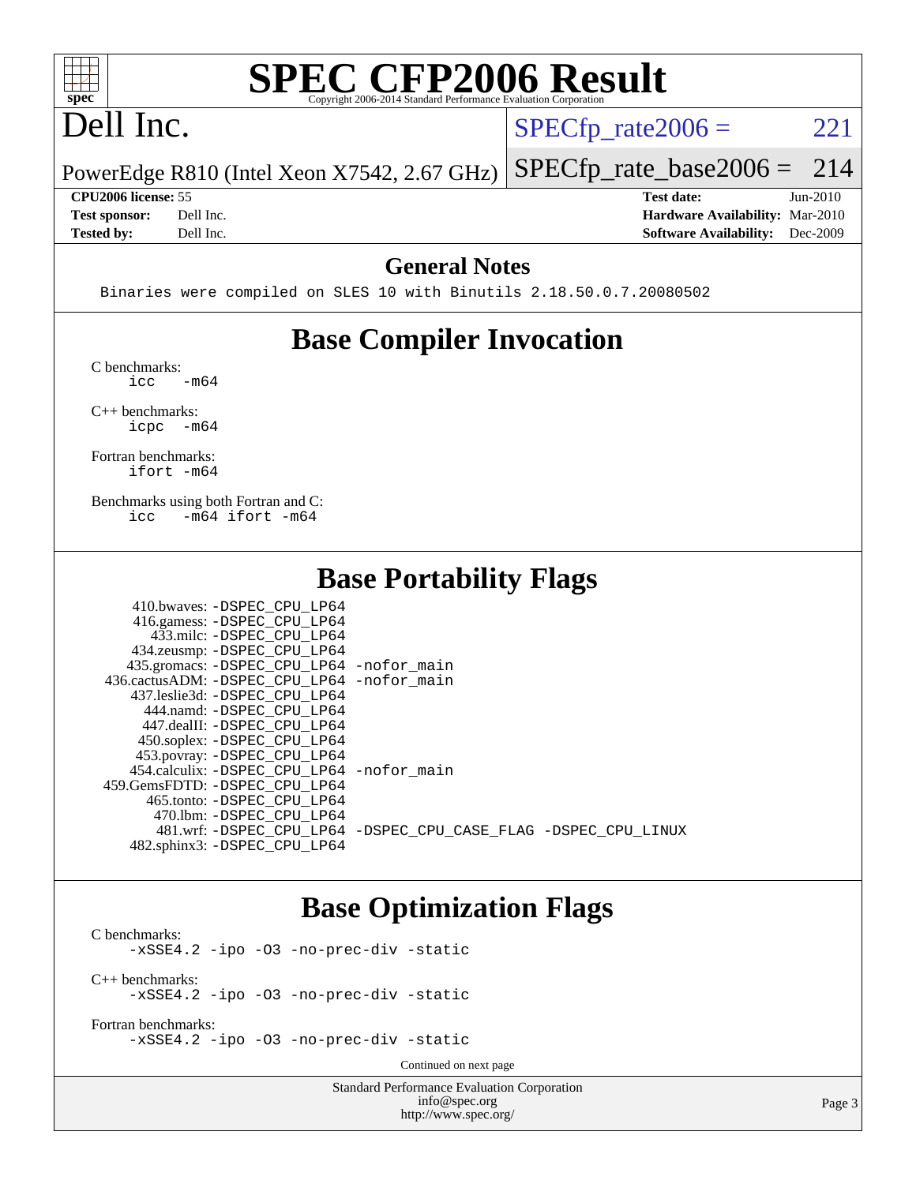# SPEC CFP2006 Result

Copyright 2006-2014 Standard Performance Evaluation Corporation

# Dell Inc.

PowerEdge R810 (Intel Xeon X7542, 2.67 GHz)

SPECfp_rate2006 = 221

SPECfp_rate_base2006 = 214

**CPU2006 license:** 55
**Test sponsor:** Dell Inc.
**Tested by:** Dell Inc.

**Test date:** Jun-2010
**Hardware Availability:** Mar-2010
**Software Availability:** Dec-2009

## General Notes

```
Binaries were compiled on SLES 10 with Binutils 2.18.50.0.7.20080502
```

## Base Compiler Invocation

C benchmarks:
```
icc   -m64
```

C++ benchmarks:
```
icpc  -m64
```

Fortran benchmarks:
```
ifort -m64
```

Benchmarks using both Fortran and C:
```
icc   -m64 ifort -m64
```

## Base Portability Flags

| Benchmark | Flags |
|---|---|
| 410.bwaves: | -DSPEC_CPU_LP64 |
| 416.gamess: | -DSPEC_CPU_LP64 |
| 433.milc: | -DSPEC_CPU_LP64 |
| 434.zeusmp: | -DSPEC_CPU_LP64 |
| 435.gromacs: | -DSPEC_CPU_LP64 -nofor_main |
| 436.cactusADM: | -DSPEC_CPU_LP64 -nofor_main |
| 437.leslie3d: | -DSPEC_CPU_LP64 |
| 444.namd: | -DSPEC_CPU_LP64 |
| 447.dealII: | -DSPEC_CPU_LP64 |
| 450.soplex: | -DSPEC_CPU_LP64 |
| 453.povray: | -DSPEC_CPU_LP64 |
| 454.calculix: | -DSPEC_CPU_LP64 -nofor_main |
| 459.GemsFDTD: | -DSPEC_CPU_LP64 |
| 465.tonto: | -DSPEC_CPU_LP64 |
| 470.lbm: | -DSPEC_CPU_LP64 |
| 481.wrf: | -DSPEC_CPU_LP64 -DSPEC_CPU_CASE_FLAG -DSPEC_CPU_LINUX |
| 482.sphinx3: | -DSPEC_CPU_LP64 |

## Base Optimization Flags

C benchmarks:
```
-xSSE4.2 -ipo -O3 -no-prec-div -static
```

C++ benchmarks:
```
-xSSE4.2 -ipo -O3 -no-prec-div -static
```

Fortran benchmarks:
```
-xSSE4.2 -ipo -O3 -no-prec-div -static
```

Continued on next page

Standard Performance Evaluation Corporation
info@spec.org
http://www.spec.org/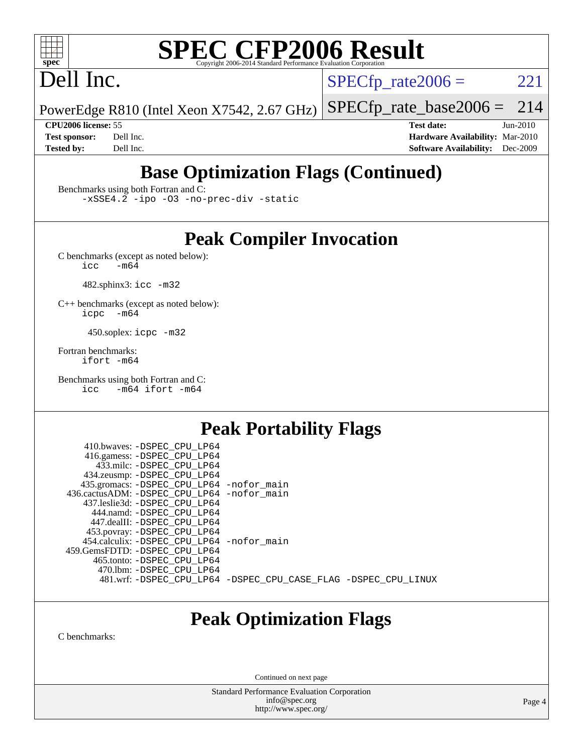# SPEC CFP2006 Result

Copyright 2006-2014 Standard Performance Evaluation Corporation

**Dell Inc.**

PowerEdge R810 (Intel Xeon X7542, 2.67 GHz)

SPECfp_rate2006 = 221

SPECfp_rate_base2006 = 214

**CPU2006 license:** 55

**Test sponsor:** Dell Inc.

**Tested by:** Dell Inc.

**Test date:** Jun-2010

**Hardware Availability:** Mar-2010

**Software Availability:** Dec-2009

## Base Optimization Flags (Continued)

Benchmarks using both Fortran and C:

```
-xSSE4.2 -ipo -O3 -no-prec-div -static
```

## Peak Compiler Invocation

C benchmarks (except as noted below):

```
icc   -m64
```

482.sphinx3: `icc -m32`

C++ benchmarks (except as noted below):

```
icpc  -m64
```

450.soplex: `icpc -m32`

Fortran benchmarks:

```
ifort -m64
```

Benchmarks using both Fortran and C:

```
icc   -m64 ifort -m64
```

## Peak Portability Flags

```
410.bwaves: -DSPEC_CPU_LP64
416.gamess: -DSPEC_CPU_LP64
433.milc: -DSPEC_CPU_LP64
434.zeusmp: -DSPEC_CPU_LP64
435.gromacs: -DSPEC_CPU_LP64 -nofor_main
436.cactusADM: -DSPEC_CPU_LP64 -nofor_main
437.leslie3d: -DSPEC_CPU_LP64
444.namd: -DSPEC_CPU_LP64
447.dealII: -DSPEC_CPU_LP64
453.povray: -DSPEC_CPU_LP64
454.calculix: -DSPEC_CPU_LP64 -nofor_main
459.GemsFDTD: -DSPEC_CPU_LP64
465.tonto: -DSPEC_CPU_LP64
470.lbm: -DSPEC_CPU_LP64
481.wrf: -DSPEC_CPU_LP64 -DSPEC_CPU_CASE_FLAG -DSPEC_CPU_LINUX
```

## Peak Optimization Flags

C benchmarks:

Continued on next page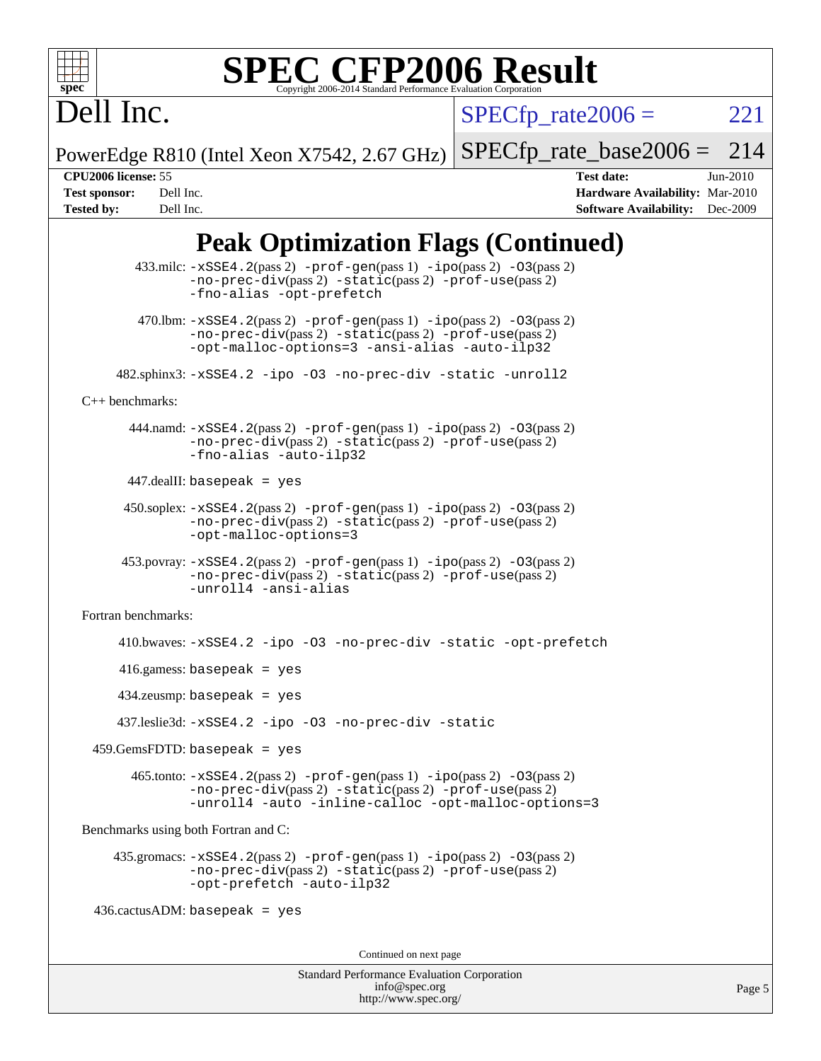# SPEC CFP2006 Result

Dell Inc.

PowerEdge R810 (Intel Xeon X7542, 2.67 GHz)

SPECfp_rate2006 = 221

SPECfp_rate_base2006 = 214

**CPU2006 license:** 55

**Test sponsor:** Dell Inc.

**Tested by:** Dell Inc.

**Test date:** Jun-2010

**Hardware Availability:** Mar-2010

**Software Availability:** Dec-2009

## Peak Optimization Flags (Continued)

433.milc: -xSSE4.2(pass 2) -prof-gen(pass 1) -ipo(pass 2) -O3(pass 2) -no-prec-div(pass 2) -static(pass 2) -prof-use(pass 2) -fno-alias -opt-prefetch

470.lbm: -xSSE4.2(pass 2) -prof-gen(pass 1) -ipo(pass 2) -O3(pass 2) -no-prec-div(pass 2) -static(pass 2) -prof-use(pass 2) -opt-malloc-options=3 -ansi-alias -auto-ilp32

482.sphinx3: -xSSE4.2 -ipo -O3 -no-prec-div -static -unroll2

C++ benchmarks:

444.namd: -xSSE4.2(pass 2) -prof-gen(pass 1) -ipo(pass 2) -O3(pass 2) -no-prec-div(pass 2) -static(pass 2) -prof-use(pass 2) -fno-alias -auto-ilp32

447.dealII: basepeak = yes

450.soplex: -xSSE4.2(pass 2) -prof-gen(pass 1) -ipo(pass 2) -O3(pass 2) -no-prec-div(pass 2) -static(pass 2) -prof-use(pass 2) -opt-malloc-options=3

453.povray: -xSSE4.2(pass 2) -prof-gen(pass 1) -ipo(pass 2) -O3(pass 2) -no-prec-div(pass 2) -static(pass 2) -prof-use(pass 2) -unroll4 -ansi-alias

Fortran benchmarks:

410.bwaves: -xSSE4.2 -ipo -O3 -no-prec-div -static -opt-prefetch

416.gamess: basepeak = yes

434.zeusmp: basepeak = yes

437.leslie3d: -xSSE4.2 -ipo -O3 -no-prec-div -static

459.GemsFDTD: basepeak = yes

465.tonto: -xSSE4.2(pass 2) -prof-gen(pass 1) -ipo(pass 2) -O3(pass 2) -no-prec-div(pass 2) -static(pass 2) -prof-use(pass 2) -unroll4 -auto -inline-calloc -opt-malloc-options=3

Benchmarks using both Fortran and C:

435.gromacs: -xSSE4.2(pass 2) -prof-gen(pass 1) -ipo(pass 2) -O3(pass 2) -no-prec-div(pass 2) -static(pass 2) -prof-use(pass 2) -opt-prefetch -auto-ilp32

436.cactusADM: basepeak = yes

Continued on next page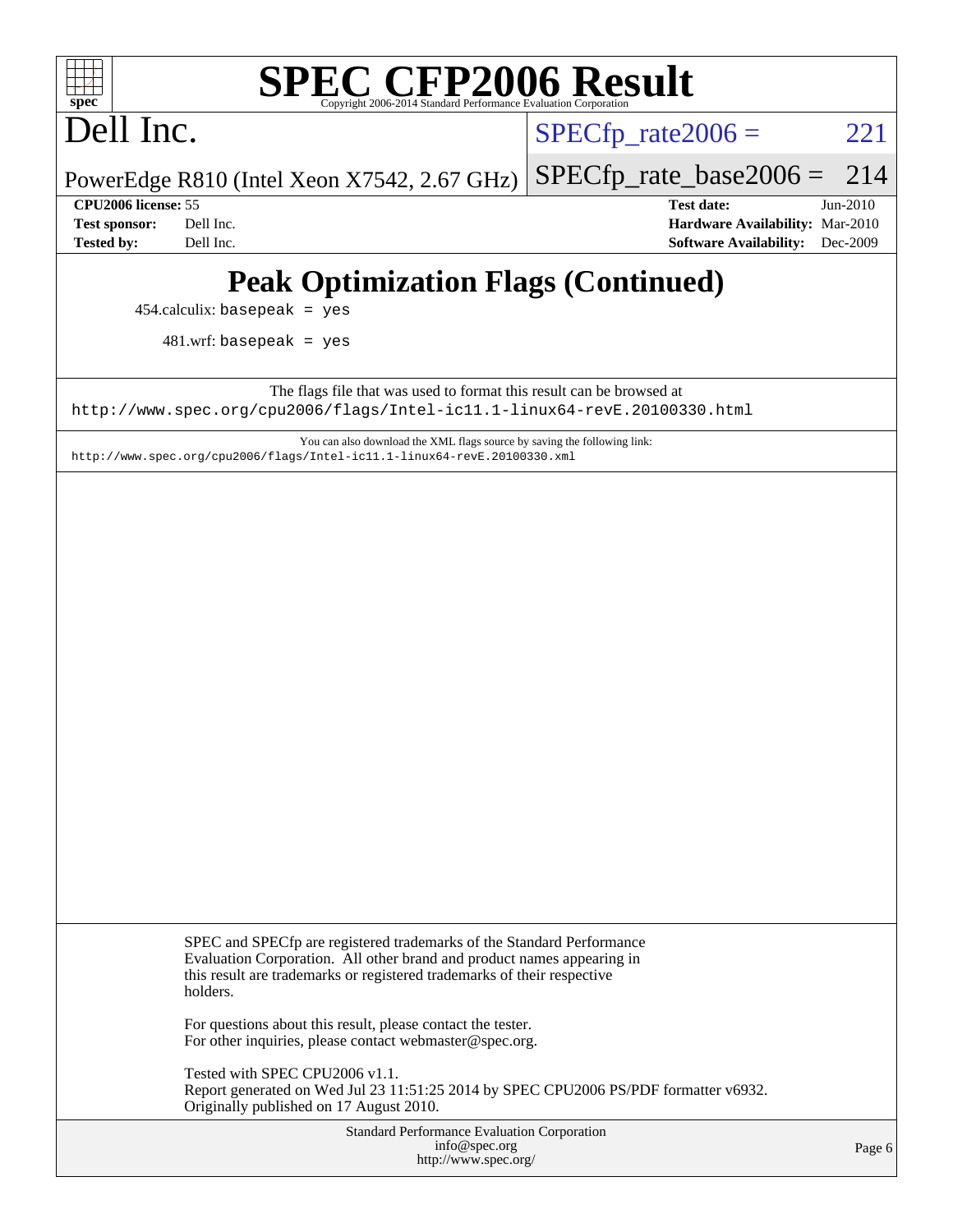# Peak Optimization Flags (Continued)

454.calculix: basepeak = yes

481.wrf: basepeak = yes

The flags file that was used to format this result can be browsed at
http://www.spec.org/cpu2006/flags/Intel-ic11.1-linux64-revE.20100330.html

You can also download the XML flags source by saving the following link:
http://www.spec.org/cpu2006/flags/Intel-ic11.1-linux64-revE.20100330.xml

SPEC and SPECfp are registered trademarks of the Standard Performance Evaluation Corporation. All other brand and product names appearing in this result are trademarks or registered trademarks of their respective holders.

For questions about this result, please contact the tester.
For other inquiries, please contact webmaster@spec.org.

Tested with SPEC CPU2006 v1.1.
Report generated on Wed Jul 23 11:51:25 2014 by SPEC CPU2006 PS/PDF formatter v6932.
Originally published on 17 August 2010.